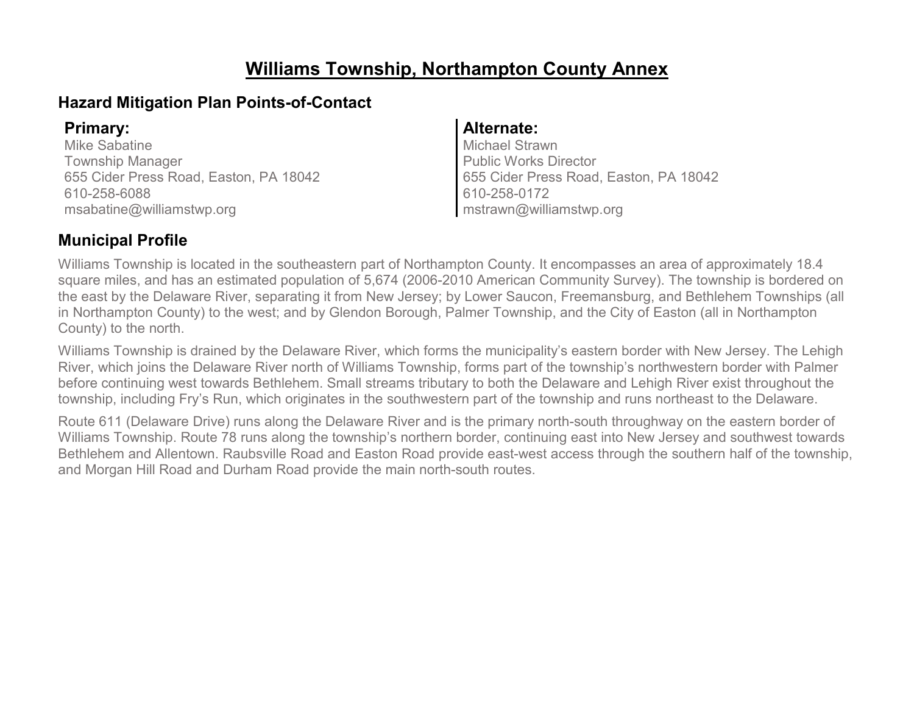# Williams Township, Northampton County Annex

## Hazard Mitigation Plan Points-of-Contact

**Primary:**
Mike Sabatine
Township Manager
655 Cider Press Road, Easton, PA 18042
610-258-6088
msabatine@williamstwp.org

**Alternate:**
Michael Strawn
Public Works Director
655 Cider Press Road, Easton, PA 18042
610-258-0172
mstrawn@williamstwp.org

## Municipal Profile

Williams Township is located in the southeastern part of Northampton County. It encompasses an area of approximately 18.4 square miles, and has an estimated population of 5,674 (2006-2010 American Community Survey). The township is bordered on the east by the Delaware River, separating it from New Jersey; by Lower Saucon, Freemansburg, and Bethlehem Townships (all in Northampton County) to the west; and by Glendon Borough, Palmer Township, and the City of Easton (all in Northampton County) to the north.

Williams Township is drained by the Delaware River, which forms the municipality's eastern border with New Jersey. The Lehigh River, which joins the Delaware River north of Williams Township, forms part of the township's northwestern border with Palmer before continuing west towards Bethlehem. Small streams tributary to both the Delaware and Lehigh River exist throughout the township, including Fry's Run, which originates in the southwestern part of the township and runs northeast to the Delaware.

Route 611 (Delaware Drive) runs along the Delaware River and is the primary north-south throughway on the eastern border of Williams Township. Route 78 runs along the township's northern border, continuing east into New Jersey and southwest towards Bethlehem and Allentown. Raubsville Road and Easton Road provide east-west access through the southern half of the township, and Morgan Hill Road and Durham Road provide the main north-south routes.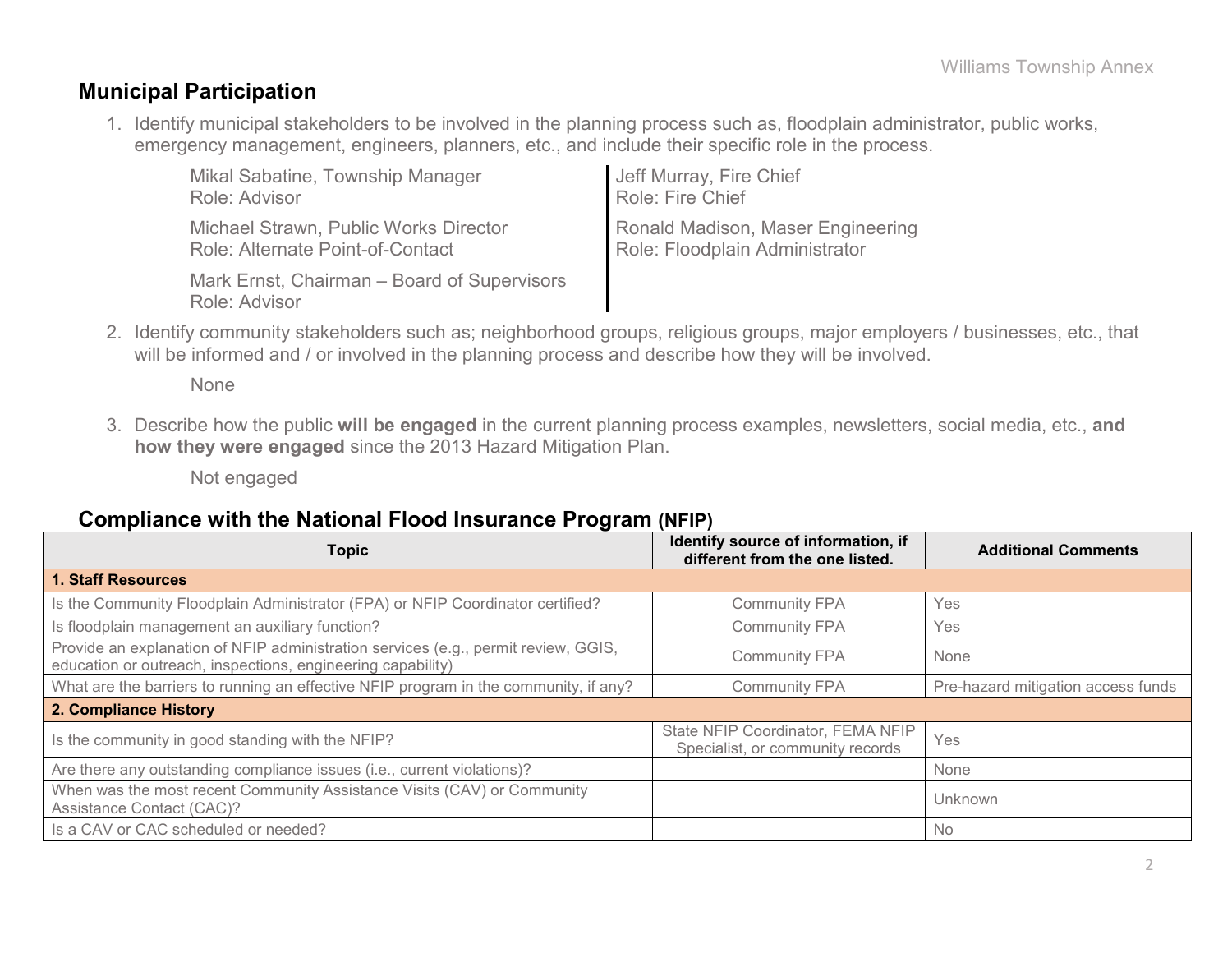## Municipal Participation

1. Identify municipal stakeholders to be involved in the planning process such as, floodplain administrator, public works, emergency management, engineers, planners, etc., and include their specific role in the process.

   Mikal Sabatine, Township Manager
   Role: Advisor

   Michael Strawn, Public Works Director
   Role: Alternate Point-of-Contact

   Mark Ernst, Chairman – Board of Supervisors
   Role: Advisor

   Jeff Murray, Fire Chief
   Role: Fire Chief

   Ronald Madison, Maser Engineering
   Role: Floodplain Administrator

2. Identify community stakeholders such as; neighborhood groups, religious groups, major employers / businesses, etc., that will be informed and / or involved in the planning process and describe how they will be involved.

   None

3. Describe how the public **will be engaged** in the current planning process examples, newsletters, social media, etc., **and how they were engaged** since the 2013 Hazard Mitigation Plan.

   Not engaged

## Compliance with the National Flood Insurance Program (NFIP)

| Topic | Identify source of information, if different from the one listed. | Additional Comments |
|---|---|---|
| **1. Staff Resources** | | |
| Is the Community Floodplain Administrator (FPA) or NFIP Coordinator certified? | Community FPA | Yes |
| Is floodplain management an auxiliary function? | Community FPA | Yes |
| Provide an explanation of NFIP administration services (e.g., permit review, GGIS, education or outreach, inspections, engineering capability) | Community FPA | None |
| What are the barriers to running an effective NFIP program in the community, if any? | Community FPA | Pre-hazard mitigation access funds |
| **2. Compliance History** | | |
| Is the community in good standing with the NFIP? | State NFIP Coordinator, FEMA NFIP Specialist, or community records | Yes |
| Are there any outstanding compliance issues (i.e., current violations)? | | None |
| When was the most recent Community Assistance Visits (CAV) or Community Assistance Contact (CAC)? | | Unknown |
| Is a CAV or CAC scheduled or needed? | | No |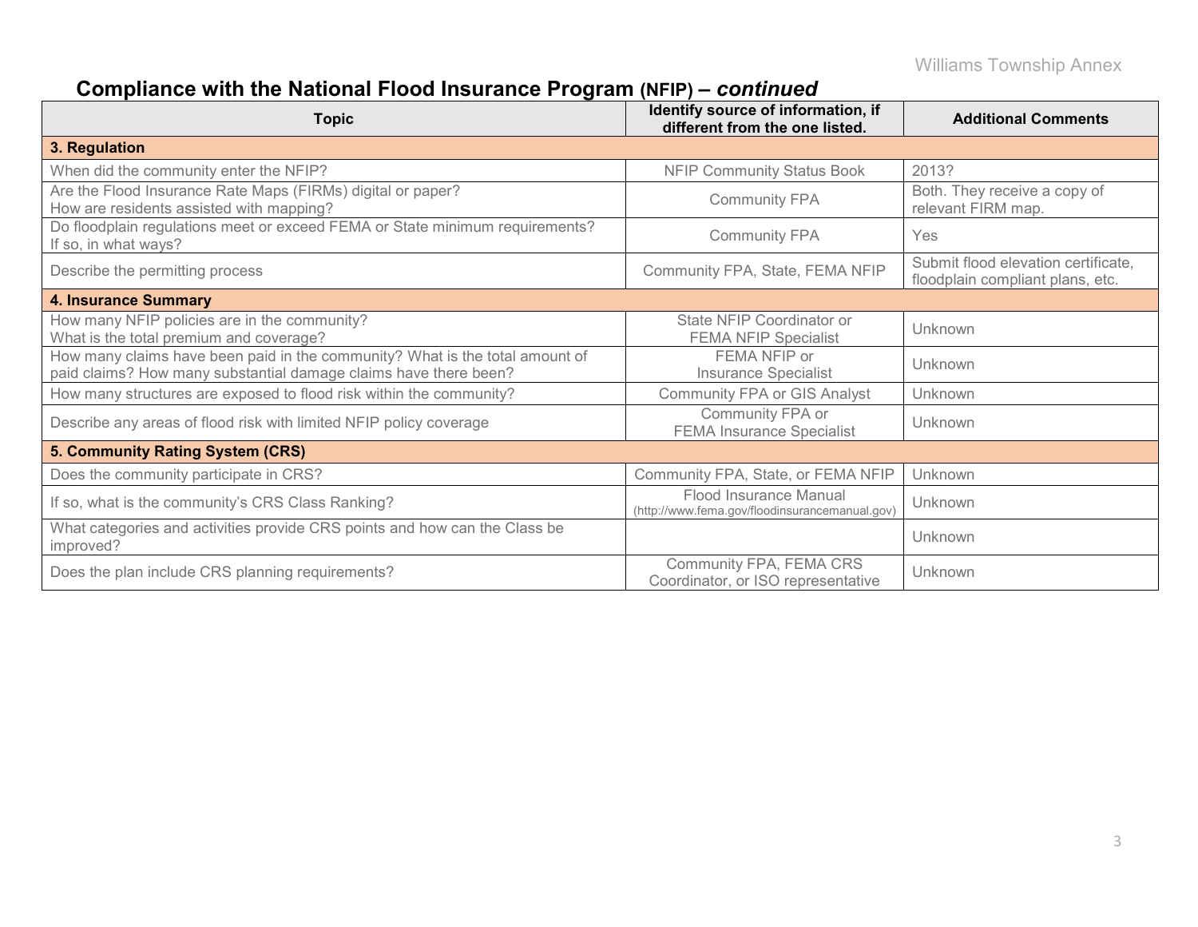## Compliance with the National Flood Insurance Program (NFIP) – *continued*

| Topic | Identify source of information, if different from the one listed. | Additional Comments |
|---|---|---|
| **3. Regulation** | | |
| When did the community enter the NFIP? | NFIP Community Status Book | 2013? |
| Are the Flood Insurance Rate Maps (FIRMs) digital or paper? How are residents assisted with mapping? | Community FPA | Both. They receive a copy of relevant FIRM map. |
| Do floodplain regulations meet or exceed FEMA or State minimum requirements? If so, in what ways? | Community FPA | Yes |
| Describe the permitting process | Community FPA, State, FEMA NFIP | Submit flood elevation certificate, floodplain compliant plans, etc. |
| **4. Insurance Summary** | | |
| How many NFIP policies are in the community? What is the total premium and coverage? | State NFIP Coordinator or FEMA NFIP Specialist | Unknown |
| How many claims have been paid in the community? What is the total amount of paid claims? How many substantial damage claims have there been? | FEMA NFIP or Insurance Specialist | Unknown |
| How many structures are exposed to flood risk within the community? | Community FPA or GIS Analyst | Unknown |
| Describe any areas of flood risk with limited NFIP policy coverage | Community FPA or FEMA Insurance Specialist | Unknown |
| **5. Community Rating System (CRS)** | | |
| Does the community participate in CRS? | Community FPA, State, or FEMA NFIP | Unknown |
| If so, what is the community's CRS Class Ranking? | Flood Insurance Manual (http://www.fema.gov/floodinsurancemanual.gov) | Unknown |
| What categories and activities provide CRS points and how can the Class be improved? | | Unknown |
| Does the plan include CRS planning requirements? | Community FPA, FEMA CRS Coordinator, or ISO representative | Unknown |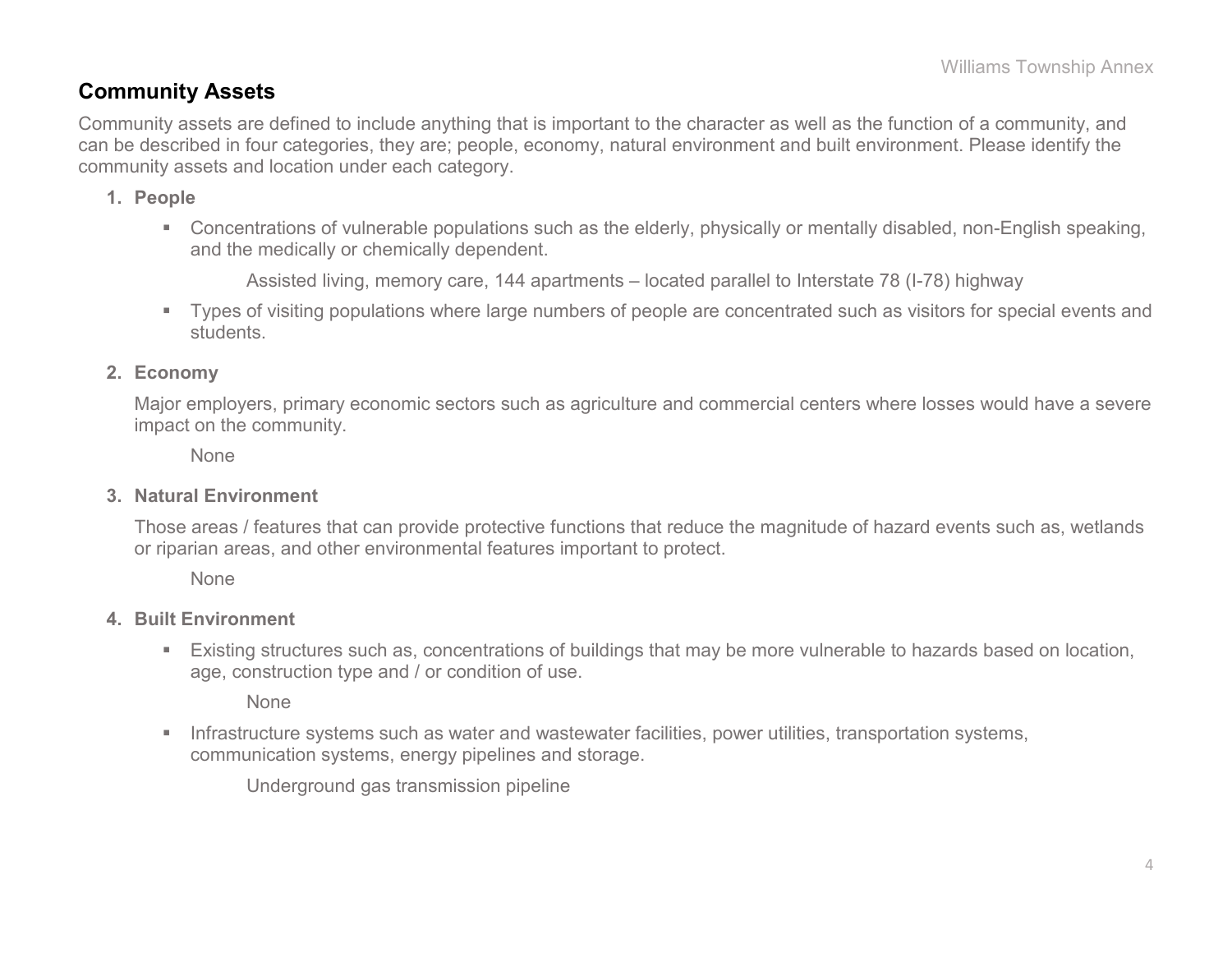## Community Assets

Community assets are defined to include anything that is important to the character as well as the function of a community, and can be described in four categories, they are; people, economy, natural environment and built environment. Please identify the community assets and location under each category.

1. **People**

   - Concentrations of vulnerable populations such as the elderly, physically or mentally disabled, non-English speaking, and the medically or chemically dependent.

     Assisted living, memory care, 144 apartments – located parallel to Interstate 78 (I-78) highway

   - Types of visiting populations where large numbers of people are concentrated such as visitors for special events and students.

2. **Economy**

   Major employers, primary economic sectors such as agriculture and commercial centers where losses would have a severe impact on the community.

   None

3. **Natural Environment**

   Those areas / features that can provide protective functions that reduce the magnitude of hazard events such as, wetlands or riparian areas, and other environmental features important to protect.

   None

4. **Built Environment**

   - Existing structures such as, concentrations of buildings that may be more vulnerable to hazards based on location, age, construction type and / or condition of use.

     None

   - Infrastructure systems such as water and wastewater facilities, power utilities, transportation systems, communication systems, energy pipelines and storage.

     Underground gas transmission pipeline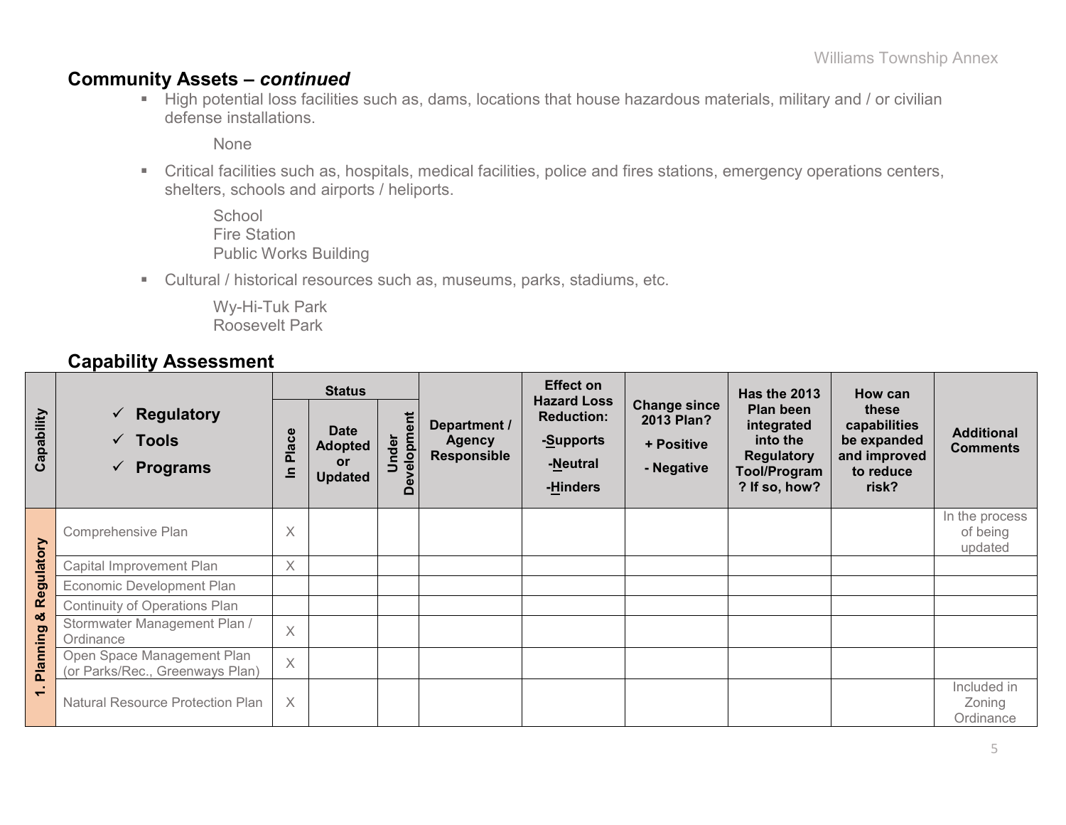## Community Assets – *continued*

- High potential loss facilities such as, dams, locations that house hazardous materials, military and / or civilian defense installations.

  None

- Critical facilities such as, hospitals, medical facilities, police and fires stations, emergency operations centers, shelters, schools and airports / heliports.

  School
  Fire Station
  Public Works Building

- Cultural / historical resources such as, museums, parks, stadiums, etc.

  Wy-Hi-Tuk Park
  Roosevelt Park

## Capability Assessment

| Capability | ✓ Regulatory ✓ Tools ✓ Programs | Status | | | Department / Agency Responsible | Effect on Hazard Loss Reduction: -Supports -Neutral -Hinders | Change since 2013 Plan? + Positive - Negative | Has the 2013 Plan been integrated into the Regulatory Tool/Program? If so, how? | How can these capabilities be expanded and improved to reduce risk? | Additional Comments |
|---|---|---|---|---|---|---|---|---|---|---|
| | | In Place | Date Adopted or Updated | Under Development | | | | | | |
| 1. Planning & Regulatory | Comprehensive Plan | X | | | | | | | | In the process of being updated |
| | Capital Improvement Plan | X | | | | | | | | |
| | Economic Development Plan | | | | | | | | | |
| | Continuity of Operations Plan | | | | | | | | | |
| | Stormwater Management Plan / Ordinance | X | | | | | | | | |
| | Open Space Management Plan (or Parks/Rec., Greenways Plan) | X | | | | | | | | |
| | Natural Resource Protection Plan | X | | | | | | | | Included in Zoning Ordinance |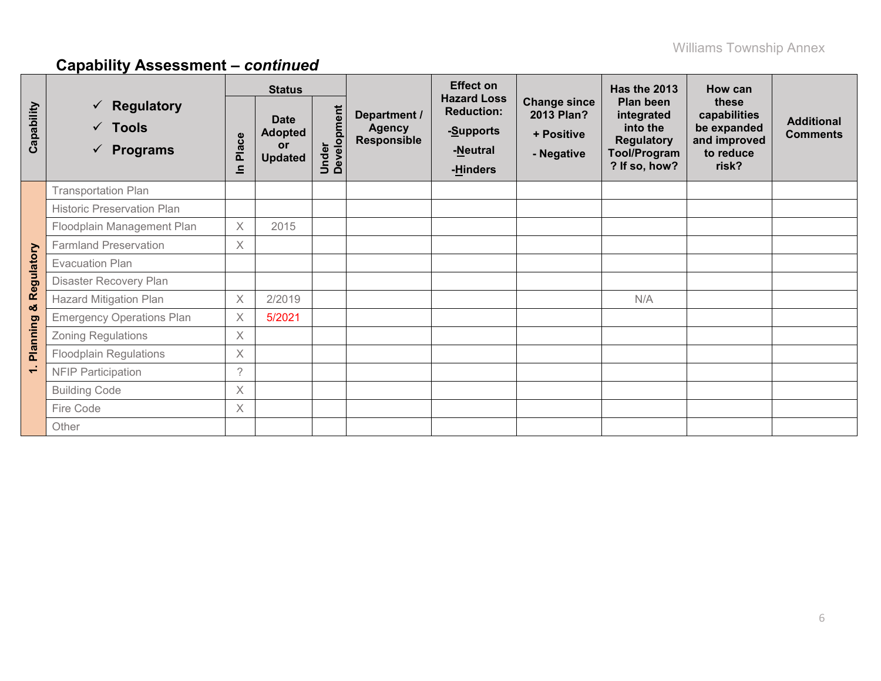## Capability Assessment – *continued*

| Capability | ✓ Regulatory ✓ Tools ✓ Programs | Status | | | Department / Agency Responsible | Effect on Hazard Loss Reduction: -Supports -Neutral -Hinders | Change since 2013 Plan? + Positive - Negative | Has the 2013 Plan been integrated into the Regulatory Tool/Program? If so, how? | How can these capabilities be expanded and improved to reduce risk? | Additional Comments |
|---|---|---|---|---|---|---|---|---|---|---|
| | | In Place | Date Adopted or Updated | Under Development | | | | | | |
| 1. Planning & Regulatory | Transportation Plan | | | | | | | | | |
| | Historic Preservation Plan | | | | | | | | | |
| | Floodplain Management Plan | X | 2015 | | | | | | | |
| | Farmland Preservation | X | | | | | | | | |
| | Evacuation Plan | | | | | | | | | |
| | Disaster Recovery Plan | | | | | | | | | |
| | Hazard Mitigation Plan | X | 2/2019 | | | | | N/A | | |
| | Emergency Operations Plan | X | 5/2021 | | | | | | | |
| | Zoning Regulations | X | | | | | | | | |
| | Floodplain Regulations | X | | | | | | | | |
| | NFIP Participation | ? | | | | | | | | |
| | Building Code | X | | | | | | | | |
| | Fire Code | X | | | | | | | | |
| | Other | | | | | | | | | |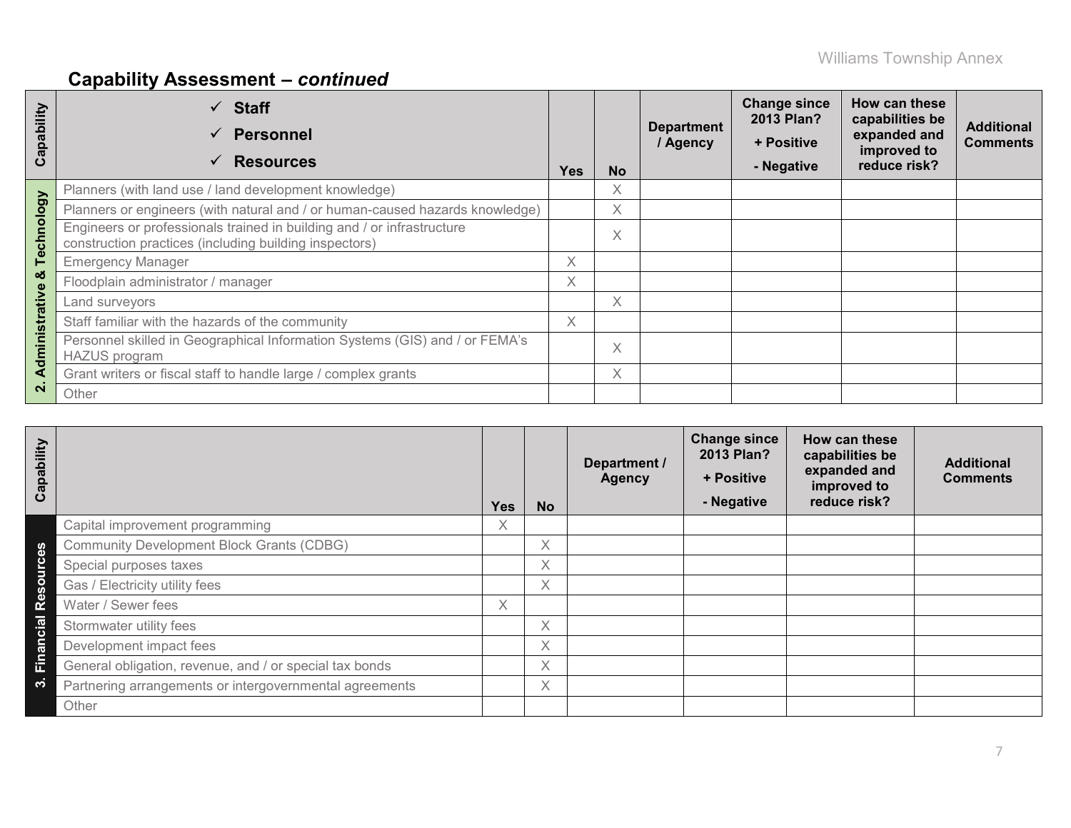## Capability Assessment – *continued*

| Capability | ✓ Staff<br>✓ Personnel<br>✓ Resources | Yes | No | Department / Agency | Change since 2013 Plan?<br>+ Positive<br>- Negative | How can these capabilities be expanded and improved to reduce risk? | Additional Comments |
|---|---|---|---|---|---|---|---|
| 2. Administrative & Technology | Planners (with land use / land development knowledge) | | X | | | | |
| | Planners or engineers (with natural and / or human-caused hazards knowledge) | | X | | | | |
| | Engineers or professionals trained in building and / or infrastructure construction practices (including building inspectors) | | X | | | | |
| | Emergency Manager | X | | | | | |
| | Floodplain administrator / manager | X | | | | | |
| | Land surveyors | | X | | | | |
| | Staff familiar with the hazards of the community | X | | | | | |
| | Personnel skilled in Geographical Information Systems (GIS) and / or FEMA's HAZUS program | | X | | | | |
| | Grant writers or fiscal staff to handle large / complex grants | | X | | | | |
| | Other | | | | | | |

| Capability | | Yes | No | Department / Agency | Change since 2013 Plan?<br>+ Positive<br>- Negative | How can these capabilities be expanded and improved to reduce risk? | Additional Comments |
|---|---|---|---|---|---|---|---|
| 3. Financial Resources | Capital improvement programming | X | | | | | |
| | Community Development Block Grants (CDBG) | | X | | | | |
| | Special purposes taxes | | X | | | | |
| | Gas / Electricity utility fees | | X | | | | |
| | Water / Sewer fees | X | | | | | |
| | Stormwater utility fees | | X | | | | |
| | Development impact fees | | X | | | | |
| | General obligation, revenue, and / or special tax bonds | | X | | | | |
| | Partnering arrangements or intergovernmental agreements | | X | | | | |
| | Other | | | | | | |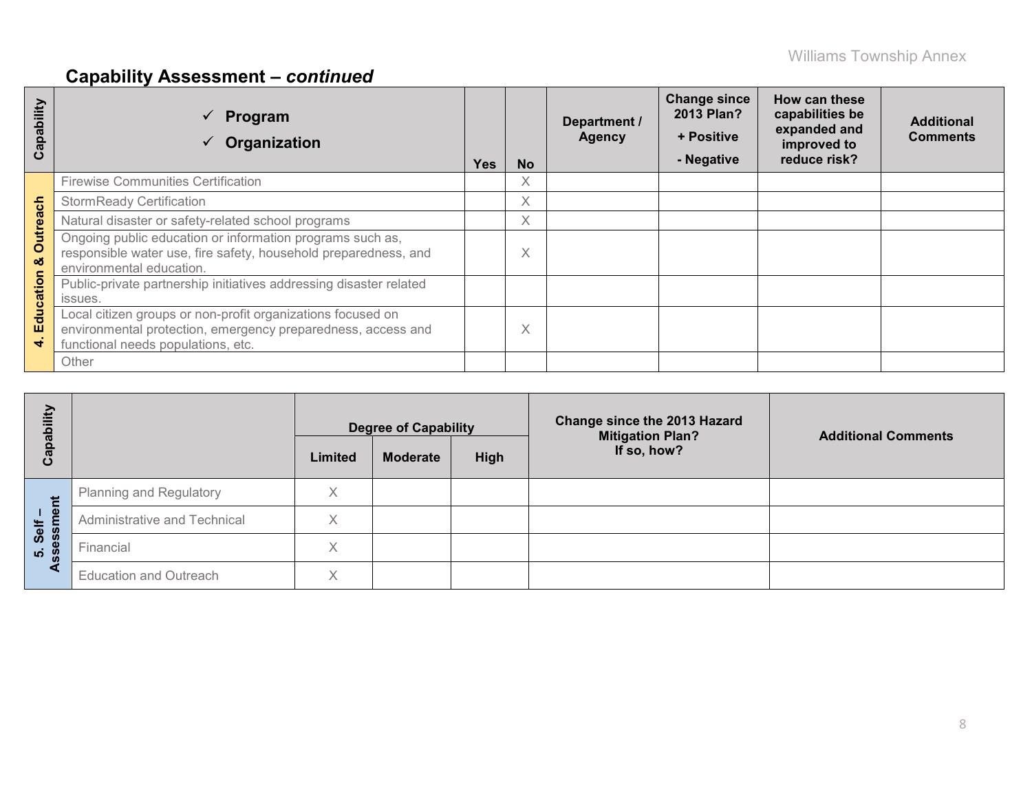## Capability Assessment – *continued*

| Capability | ✓ Program ✓ Organization | Yes | No | Department / Agency | Change since 2013 Plan? + Positive - Negative | How can these capabilities be expanded and improved to reduce risk? | Additional Comments |
|---|---|---|---|---|---|---|---|
| 4. Education & Outreach | Firewise Communities Certification | | X | | | | |
| | StormReady Certification | | X | | | | |
| | Natural disaster or safety-related school programs | | X | | | | |
| | Ongoing public education or information programs such as, responsible water use, fire safety, household preparedness, and environmental education. | | X | | | | |
| | Public-private partnership initiatives addressing disaster related issues. | | | | | | |
| | Local citizen groups or non-profit organizations focused on environmental protection, emergency preparedness, access and functional needs populations, etc. | | X | | | | |
| | Other | | | | | | |

| Capability | | Degree of Capability | | | Change since the 2013 Hazard Mitigation Plan? If so, how? | Additional Comments |
|---|---|---|---|---|---|---|
| | | Limited | Moderate | High | | |
| 5. Self – Assessment | Planning and Regulatory | X | | | | |
| | Administrative and Technical | X | | | | |
| | Financial | X | | | | |
| | Education and Outreach | X | | | | |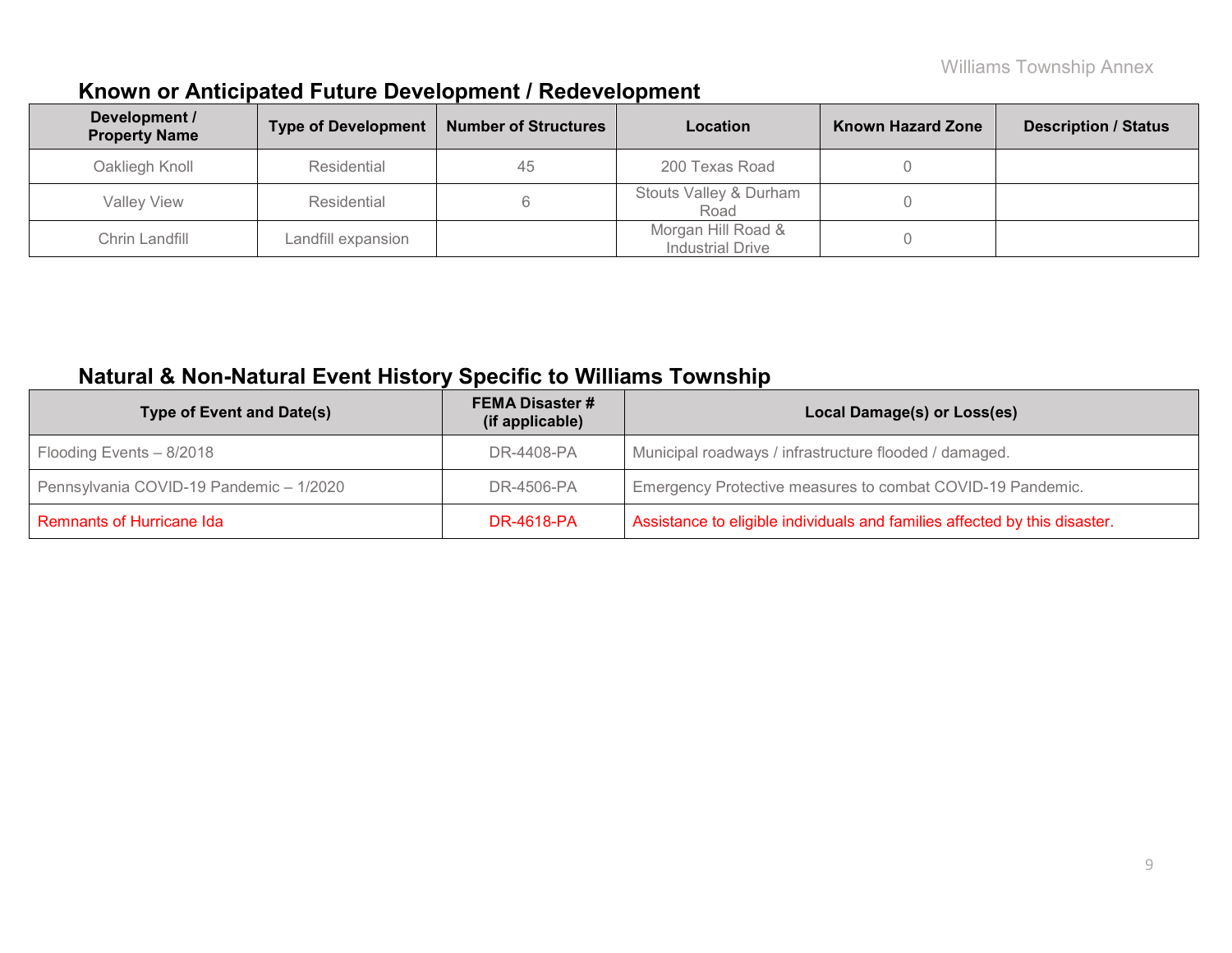## Known or Anticipated Future Development / Redevelopment

| Development / Property Name | Type of Development | Number of Structures | Location | Known Hazard Zone | Description / Status |
|---|---|---|---|---|---|
| Oakliegh Knoll | Residential | 45 | 200 Texas Road | 0 | |
| Valley View | Residential | 6 | Stouts Valley & Durham Road | 0 | |
| Chrin Landfill | Landfill expansion | | Morgan Hill Road & Industrial Drive | 0 | |

## Natural & Non-Natural Event History Specific to Williams Township

| Type of Event and Date(s) | FEMA Disaster # (if applicable) | Local Damage(s) or Loss(es) |
|---|---|---|
| Flooding Events – 8/2018 | DR-4408-PA | Municipal roadways / infrastructure flooded / damaged. |
| Pennsylvania COVID-19 Pandemic – 1/2020 | DR-4506-PA | Emergency Protective measures to combat COVID-19 Pandemic. |
| Remnants of Hurricane Ida | DR-4618-PA | Assistance to eligible individuals and families affected by this disaster. |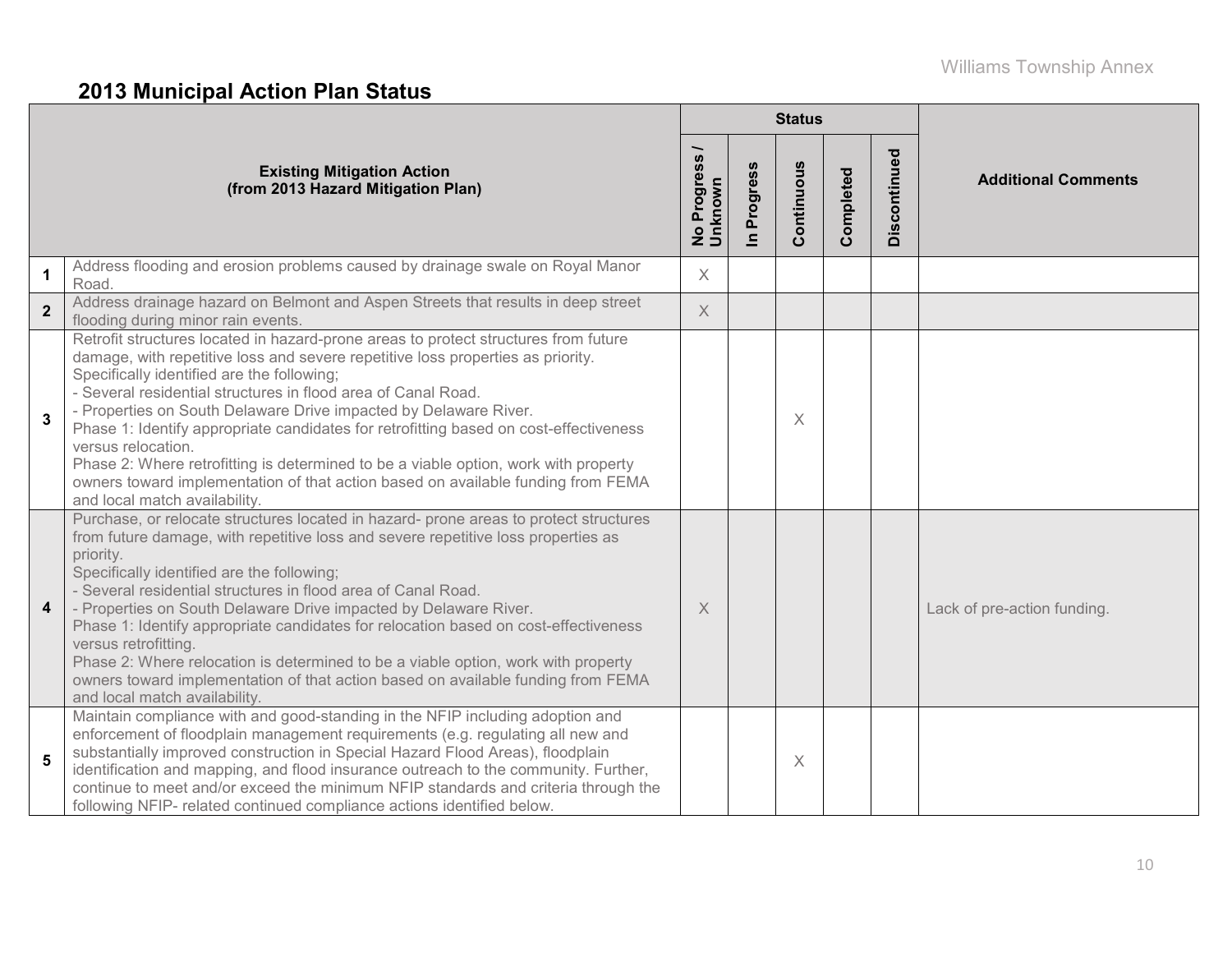## 2013 Municipal Action Plan Status

| | Existing Mitigation Action (from 2013 Hazard Mitigation Plan) | Status | | | | | Additional Comments |
|---|---|---|---|---|---|---|---|
| | | No Progress / Unknown | In Progress | Continuous | Completed | Discontinued | |
| 1 | Address flooding and erosion problems caused by drainage swale on Royal Manor Road. | X | | | | | |
| 2 | Address drainage hazard on Belmont and Aspen Streets that results in deep street flooding during minor rain events. | X | | | | | |
| 3 | Retrofit structures located in hazard-prone areas to protect structures from future damage, with repetitive loss and severe repetitive loss properties as priority. Specifically identified are the following; - Several residential structures in flood area of Canal Road. - Properties on South Delaware Drive impacted by Delaware River. Phase 1: Identify appropriate candidates for retrofitting based on cost-effectiveness versus relocation. Phase 2: Where retrofitting is determined to be a viable option, work with property owners toward implementation of that action based on available funding from FEMA and local match availability. | | | X | | | |
| 4 | Purchase, or relocate structures located in hazard- prone areas to protect structures from future damage, with repetitive loss and severe repetitive loss properties as priority. Specifically identified are the following; - Several residential structures in flood area of Canal Road. - Properties on South Delaware Drive impacted by Delaware River. Phase 1: Identify appropriate candidates for relocation based on cost-effectiveness versus retrofitting. Phase 2: Where relocation is determined to be a viable option, work with property owners toward implementation of that action based on available funding from FEMA and local match availability. | X | | | | | Lack of pre-action funding. |
| 5 | Maintain compliance with and good-standing in the NFIP including adoption and enforcement of floodplain management requirements (e.g. regulating all new and substantially improved construction in Special Hazard Flood Areas), floodplain identification and mapping, and flood insurance outreach to the community. Further, continue to meet and/or exceed the minimum NFIP standards and criteria through the following NFIP- related continued compliance actions identified below. | | | X | | | |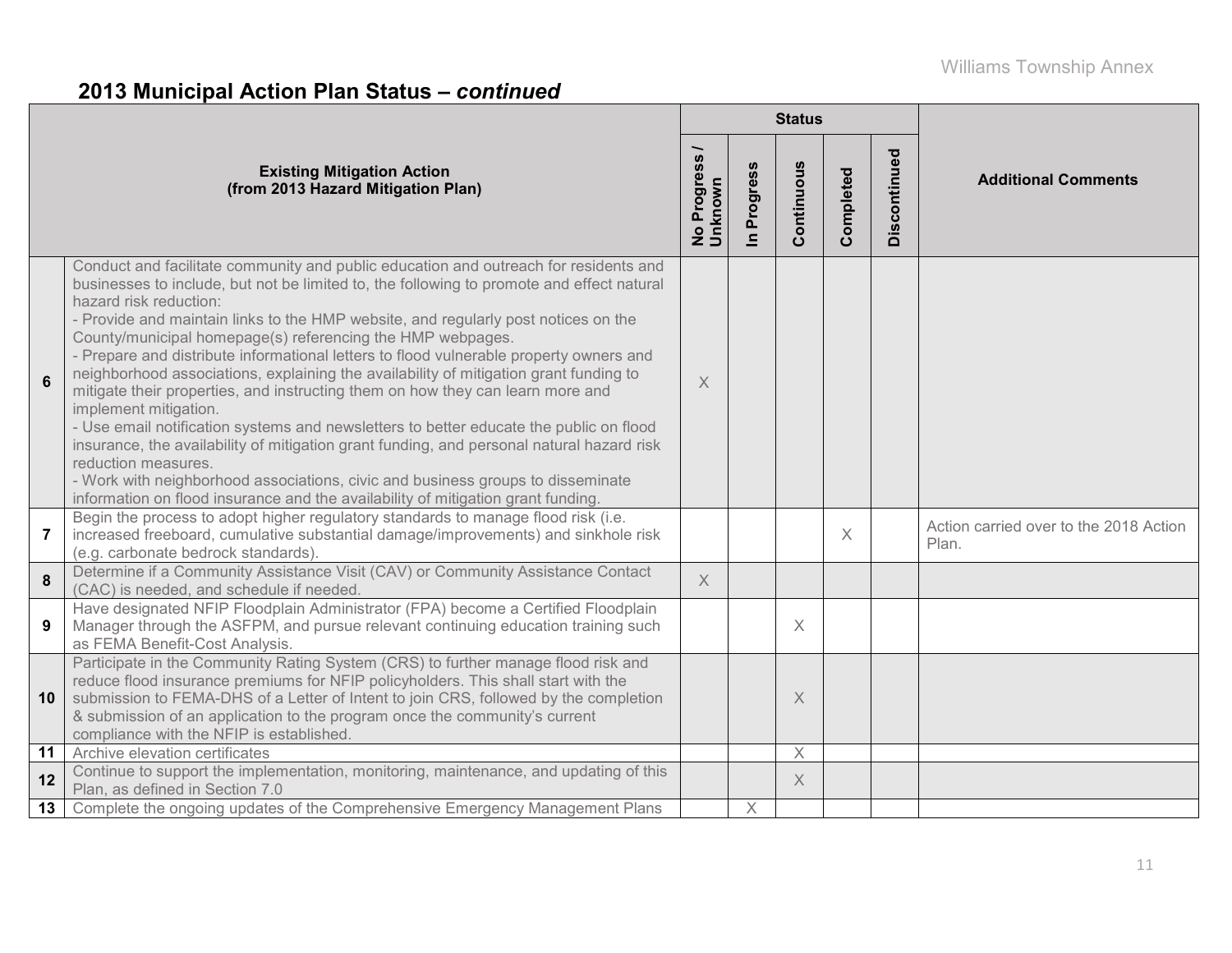## 2013 Municipal Action Plan Status – *continued*

| | Existing Mitigation Action (from 2013 Hazard Mitigation Plan) | Status | | | | | Additional Comments |
|---|---|---|---|---|---|---|---|
| | | No Progress / Unknown | In Progress | Continuous | Completed | Discontinued | |
| 6 | Conduct and facilitate community and public education and outreach for residents and businesses to include, but not be limited to, the following to promote and effect natural hazard risk reduction:<br>- Provide and maintain links to the HMP website, and regularly post notices on the County/municipal homepage(s) referencing the HMP webpages.<br>- Prepare and distribute informational letters to flood vulnerable property owners and neighborhood associations, explaining the availability of mitigation grant funding to mitigate their properties, and instructing them on how they can learn more and implement mitigation.<br>- Use email notification systems and newsletters to better educate the public on flood insurance, the availability of mitigation grant funding, and personal natural hazard risk reduction measures.<br>- Work with neighborhood associations, civic and business groups to disseminate information on flood insurance and the availability of mitigation grant funding. | X | | | | | |
| 7 | Begin the process to adopt higher regulatory standards to manage flood risk (i.e. increased freeboard, cumulative substantial damage/improvements) and sinkhole risk (e.g. carbonate bedrock standards). | | | | X | | Action carried over to the 2018 Action Plan. |
| 8 | Determine if a Community Assistance Visit (CAV) or Community Assistance Contact (CAC) is needed, and schedule if needed. | X | | | | | |
| 9 | Have designated NFIP Floodplain Administrator (FPA) become a Certified Floodplain Manager through the ASFPM, and pursue relevant continuing education training such as FEMA Benefit-Cost Analysis. | | | X | | | |
| 10 | Participate in the Community Rating System (CRS) to further manage flood risk and reduce flood insurance premiums for NFIP policyholders. This shall start with the submission to FEMA-DHS of a Letter of Intent to join CRS, followed by the completion & submission of an application to the program once the community's current compliance with the NFIP is established. | | | X | | | |
| 11 | Archive elevation certificates | | | X | | | |
| 12 | Continue to support the implementation, monitoring, maintenance, and updating of this Plan, as defined in Section 7.0 | | | X | | | |
| 13 | Complete the ongoing updates of the Comprehensive Emergency Management Plans | | X | | | | |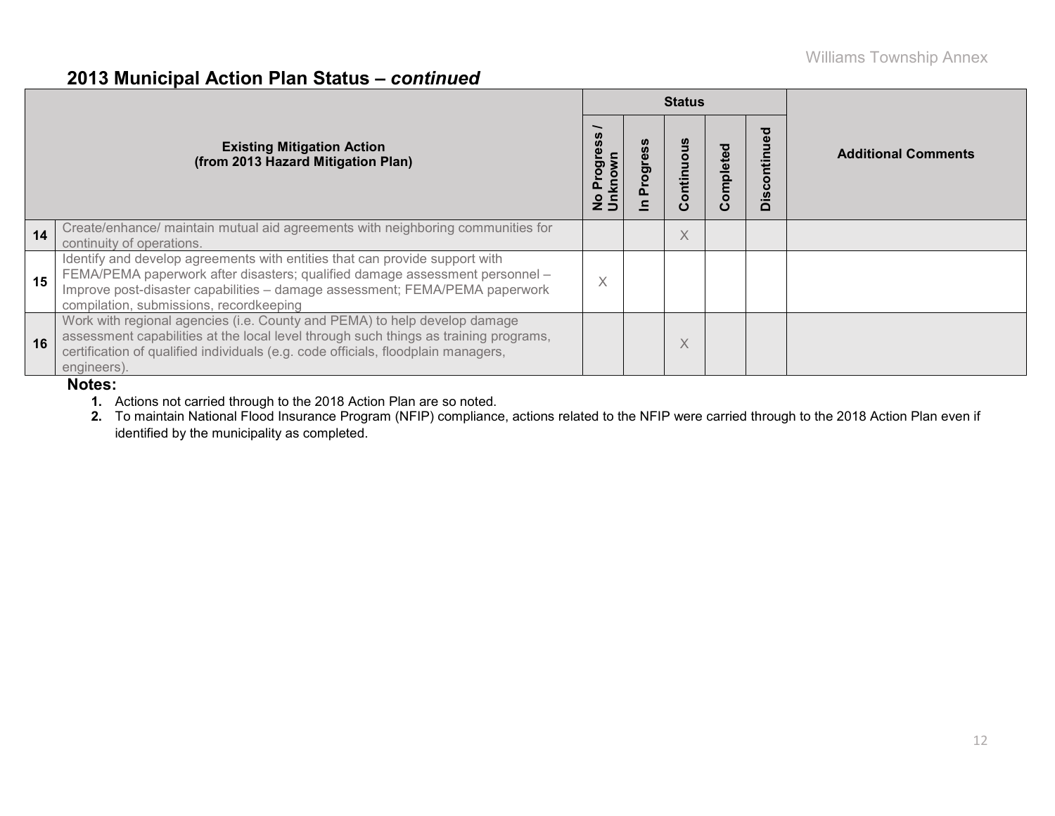## 2013 Municipal Action Plan Status – *continued*

| | Existing Mitigation Action (from 2013 Hazard Mitigation Plan) | Status | | | | | Additional Comments |
|---|---|---|---|---|---|---|---|
| | | No Progress / Unknown | In Progress | Continuous | Completed | Discontinued | |
| 14 | Create/enhance/ maintain mutual aid agreements with neighboring communities for continuity of operations. | | | X | | | |
| 15 | Identify and develop agreements with entities that can provide support with FEMA/PEMA paperwork after disasters; qualified damage assessment personnel – Improve post-disaster capabilities – damage assessment; FEMA/PEMA paperwork compilation, submissions, recordkeeping | X | | | | | |
| 16 | Work with regional agencies (i.e. County and PEMA) to help develop damage assessment capabilities at the local level through such things as training programs, certification of qualified individuals (e.g. code officials, floodplain managers, engineers). | | | X | | | |

**Notes:**

1. Actions not carried through to the 2018 Action Plan are so noted.
2. To maintain National Flood Insurance Program (NFIP) compliance, actions related to the NFIP were carried through to the 2018 Action Plan even if identified by the municipality as completed.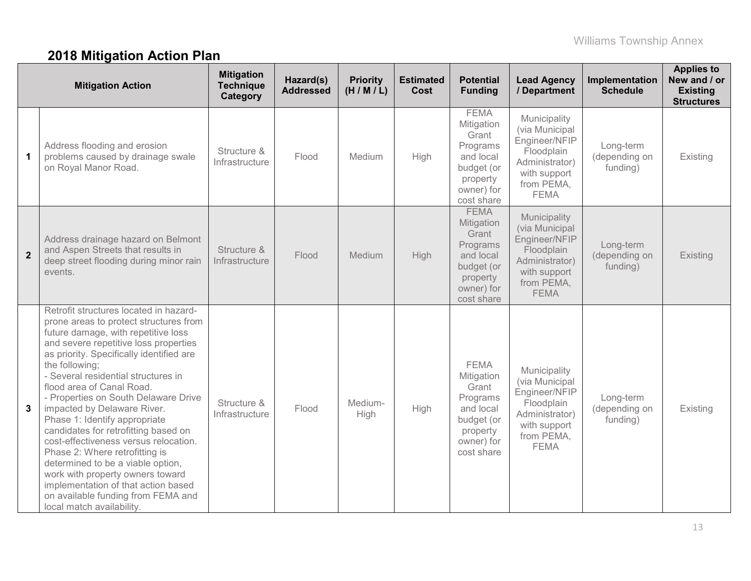## 2018 Mitigation Action Plan

| | Mitigation Action | Mitigation Technique Category | Hazard(s) Addressed | Priority (H / M / L) | Estimated Cost | Potential Funding | Lead Agency / Department | Implementation Schedule | Applies to New and / or Existing Structures |
|---|---|---|---|---|---|---|---|---|---|
| 1 | Address flooding and erosion problems caused by drainage swale on Royal Manor Road. | Structure & Infrastructure | Flood | Medium | High | FEMA Mitigation Grant Programs and local budget (or property owner) for cost share | Municipality (via Municipal Engineer/NFIP Floodplain Administrator) with support from PEMA, FEMA | Long-term (depending on funding) | Existing |
| 2 | Address drainage hazard on Belmont and Aspen Streets that results in deep street flooding during minor rain events. | Structure & Infrastructure | Flood | Medium | High | FEMA Mitigation Grant Programs and local budget (or property owner) for cost share | Municipality (via Municipal Engineer/NFIP Floodplain Administrator) with support from PEMA, FEMA | Long-term (depending on funding) | Existing |
| 3 | Retrofit structures located in hazard-prone areas to protect structures from future damage, with repetitive loss and severe repetitive loss properties as priority. Specifically identified are the following;<br>- Several residential structures in flood area of Canal Road.<br>- Properties on South Delaware Drive impacted by Delaware River.<br>Phase 1: Identify appropriate candidates for retrofitting based on cost-effectiveness versus relocation.<br>Phase 2: Where retrofitting is determined to be a viable option, work with property owners toward implementation of that action based on available funding from FEMA and local match availability. | Structure & Infrastructure | Flood | Medium-High | High | FEMA Mitigation Grant Programs and local budget (or property owner) for cost share | Municipality (via Municipal Engineer/NFIP Floodplain Administrator) with support from PEMA, FEMA | Long-term (depending on funding) | Existing |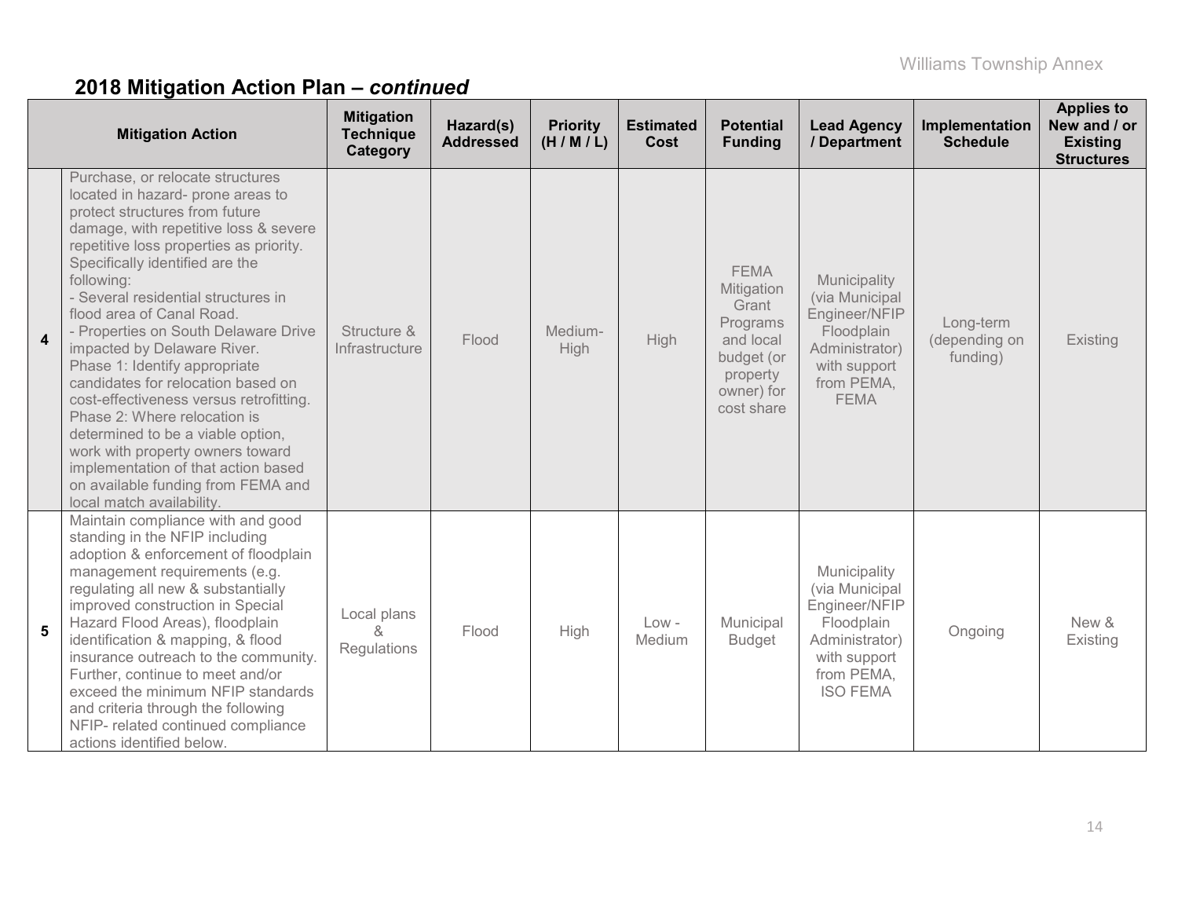## 2018 Mitigation Action Plan – *continued*

| | Mitigation Action | Mitigation Technique Category | Hazard(s) Addressed | Priority (H / M / L) | Estimated Cost | Potential Funding | Lead Agency / Department | Implementation Schedule | Applies to New and / or Existing Structures |
|---|---|---|---|---|---|---|---|---|---|
| **4** | Purchase, or relocate structures located in hazard- prone areas to protect structures from future damage, with repetitive loss & severe repetitive loss properties as priority. Specifically identified are the following:<br>- Several residential structures in flood area of Canal Road.<br>- Properties on South Delaware Drive impacted by Delaware River.<br>Phase 1: Identify appropriate candidates for relocation based on cost-effectiveness versus retrofitting.<br>Phase 2: Where relocation is determined to be a viable option, work with property owners toward implementation of that action based on available funding from FEMA and local match availability. | Structure & Infrastructure | Flood | Medium-High | High | FEMA Mitigation Grant Programs and local budget (or property owner) for cost share | Municipality (via Municipal Engineer/NFIP Floodplain Administrator) with support from PEMA, FEMA | Long-term (depending on funding) | Existing |
| **5** | Maintain compliance with and good standing in the NFIP including adoption & enforcement of floodplain management requirements (e.g. regulating all new & substantially improved construction in Special Hazard Flood Areas), floodplain identification & mapping, & flood insurance outreach to the community. Further, continue to meet and/or exceed the minimum NFIP standards and criteria through the following NFIP- related continued compliance actions identified below. | Local plans & Regulations | Flood | High | Low - Medium | Municipal Budget | Municipality (via Municipal Engineer/NFIP Floodplain Administrator) with support from PEMA, ISO FEMA | Ongoing | New & Existing |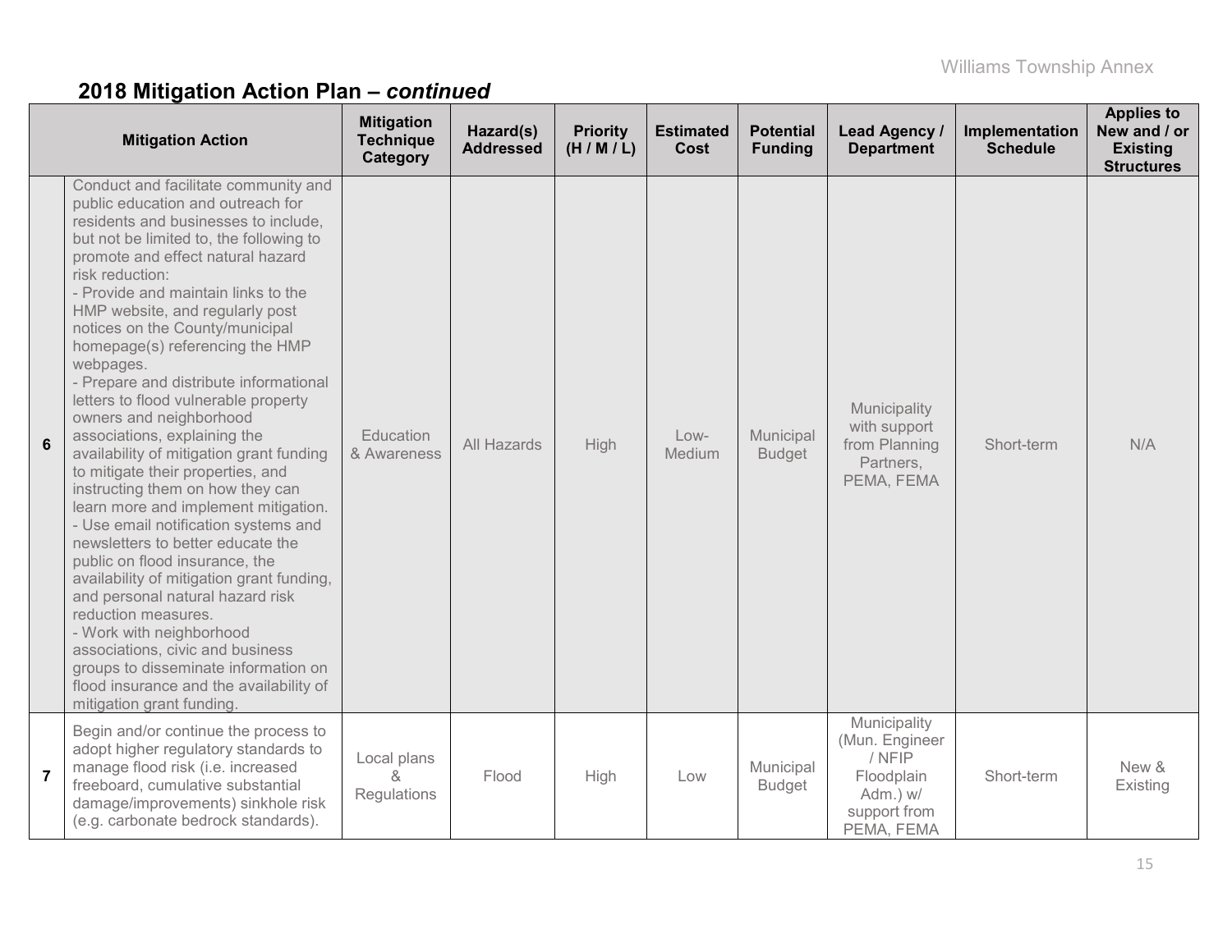## 2018 Mitigation Action Plan – *continued*

| | Mitigation Action | Mitigation Technique Category | Hazard(s) Addressed | Priority (H / M / L) | Estimated Cost | Potential Funding | Lead Agency / Department | Implementation Schedule | Applies to New and / or Existing Structures |
|---|---|---|---|---|---|---|---|---|---|
| **6** | Conduct and facilitate community and public education and outreach for residents and businesses to include, but not be limited to, the following to promote and effect natural hazard risk reduction:<br>- Provide and maintain links to the HMP website, and regularly post notices on the County/municipal homepage(s) referencing the HMP webpages.<br>- Prepare and distribute informational letters to flood vulnerable property owners and neighborhood associations, explaining the availability of mitigation grant funding to mitigate their properties, and instructing them on how they can learn more and implement mitigation.<br>- Use email notification systems and newsletters to better educate the public on flood insurance, the availability of mitigation grant funding, and personal natural hazard risk reduction measures.<br>- Work with neighborhood associations, civic and business groups to disseminate information on flood insurance and the availability of mitigation grant funding. | Education & Awareness | All Hazards | High | Low-Medium | Municipal Budget | Municipality with support from Planning Partners, PEMA, FEMA | Short-term | N/A |
| **7** | Begin and/or continue the process to adopt higher regulatory standards to manage flood risk (i.e. increased freeboard, cumulative substantial damage/improvements) sinkhole risk (e.g. carbonate bedrock standards). | Local plans & Regulations | Flood | High | Low | Municipal Budget | Municipality (Mun. Engineer / NFIP Floodplain Adm.) w/ support from PEMA, FEMA | Short-term | New & Existing |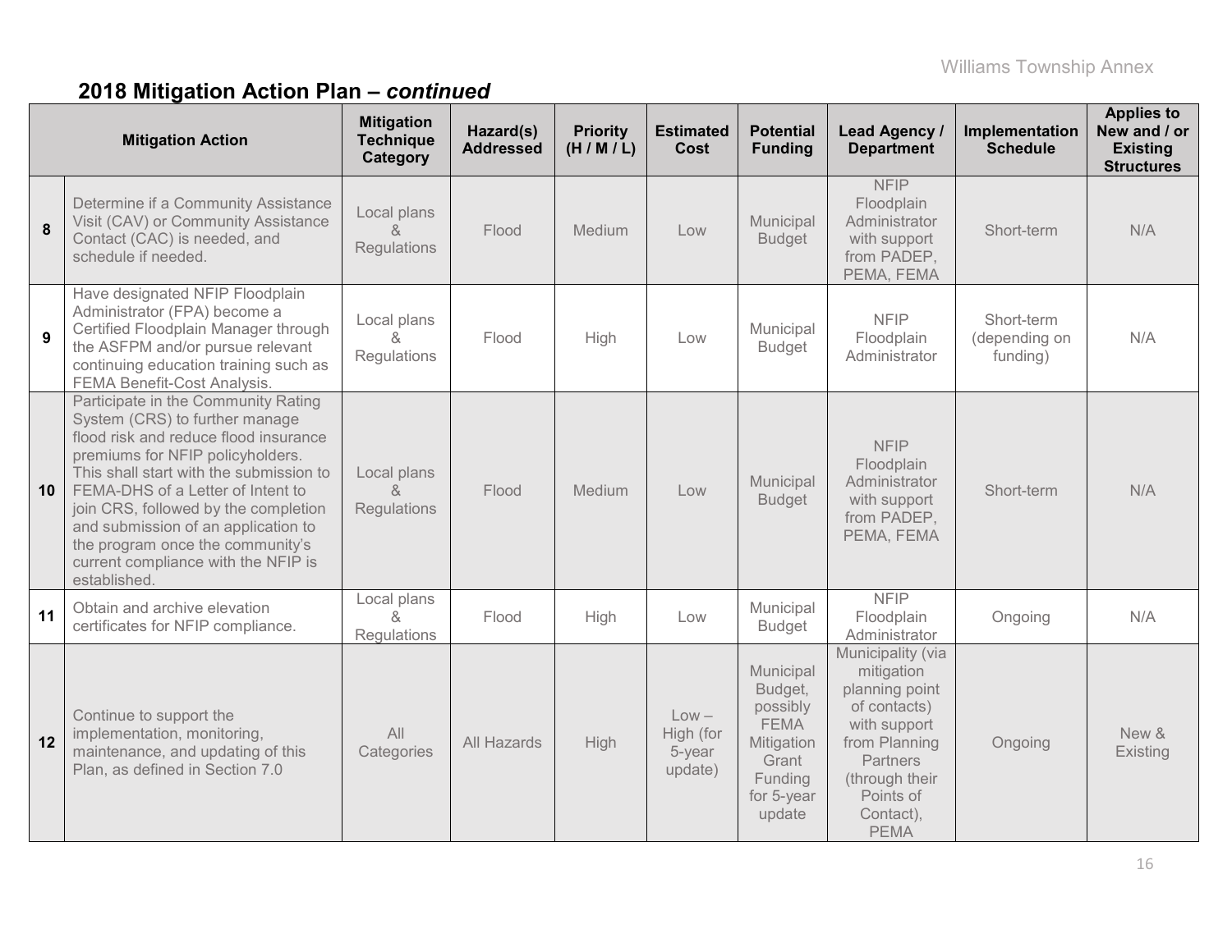## 2018 Mitigation Action Plan – *continued*

| | Mitigation Action | Mitigation Technique Category | Hazard(s) Addressed | Priority (H / M / L) | Estimated Cost | Potential Funding | Lead Agency / Department | Implementation Schedule | Applies to New and / or Existing Structures |
|---|---|---|---|---|---|---|---|---|---|
| 8 | Determine if a Community Assistance Visit (CAV) or Community Assistance Contact (CAC) is needed, and schedule if needed. | Local plans & Regulations | Flood | Medium | Low | Municipal Budget | NFIP Floodplain Administrator with support from PADEP, PEMA, FEMA | Short-term | N/A |
| 9 | Have designated NFIP Floodplain Administrator (FPA) become a Certified Floodplain Manager through the ASFPM and/or pursue relevant continuing education training such as FEMA Benefit-Cost Analysis. | Local plans & Regulations | Flood | High | Low | Municipal Budget | NFIP Floodplain Administrator | Short-term (depending on funding) | N/A |
| 10 | Participate in the Community Rating System (CRS) to further manage flood risk and reduce flood insurance premiums for NFIP policyholders. This shall start with the submission to FEMA-DHS of a Letter of Intent to join CRS, followed by the completion and submission of an application to the program once the community's current compliance with the NFIP is established. | Local plans & Regulations | Flood | Medium | Low | Municipal Budget | NFIP Floodplain Administrator with support from PADEP, PEMA, FEMA | Short-term | N/A |
| 11 | Obtain and archive elevation certificates for NFIP compliance. | Local plans & Regulations | Flood | High | Low | Municipal Budget | NFIP Floodplain Administrator | Ongoing | N/A |
| 12 | Continue to support the implementation, monitoring, maintenance, and updating of this Plan, as defined in Section 7.0 | All Categories | All Hazards | High | Low – High (for 5-year update) | Municipal Budget, possibly FEMA Mitigation Grant Funding for 5-year update | Municipality (via mitigation planning point of contacts) with support from Planning Partners (through their Points of Contact), PEMA | Ongoing | New & Existing |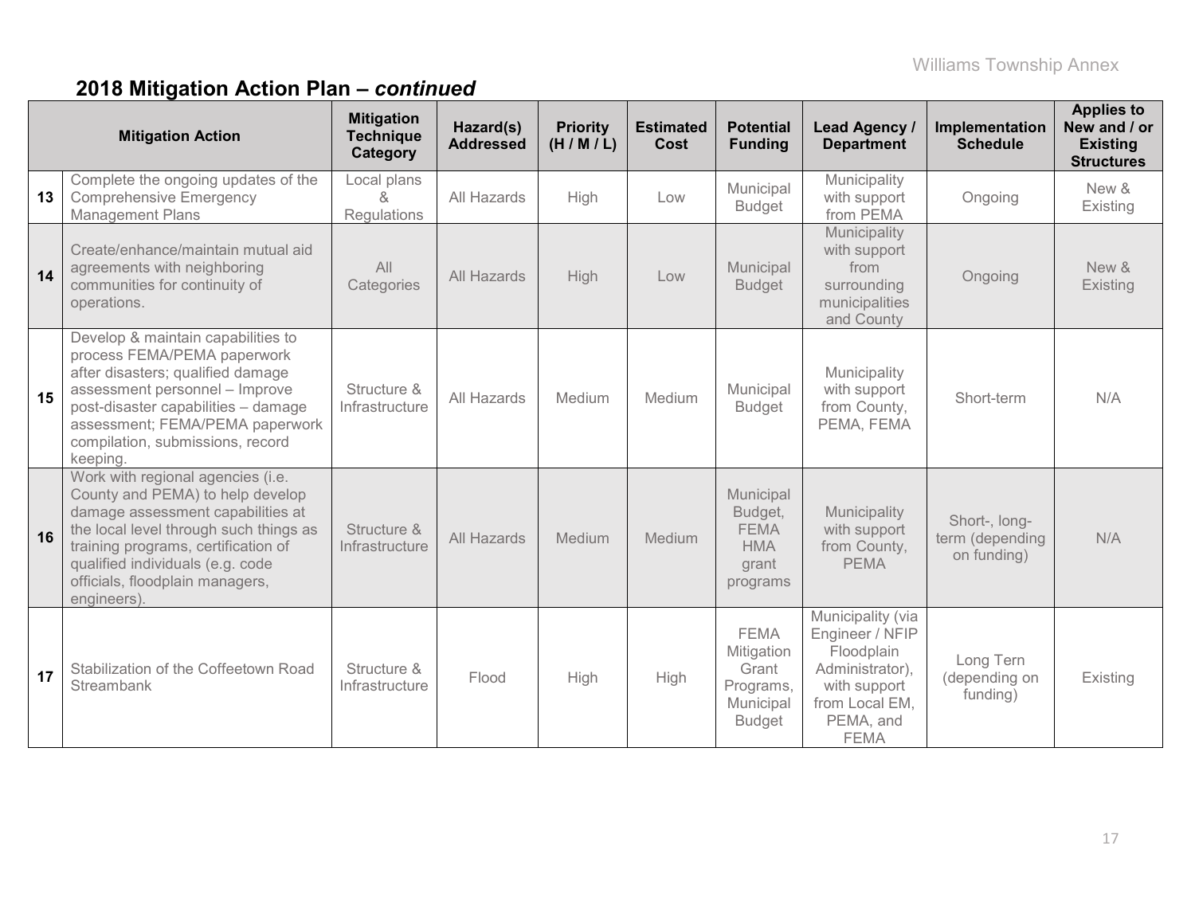## 2018 Mitigation Action Plan – *continued*

| | Mitigation Action | Mitigation Technique Category | Hazard(s) Addressed | Priority (H / M / L) | Estimated Cost | Potential Funding | Lead Agency / Department | Implementation Schedule | Applies to New and / or Existing Structures |
|---|---|---|---|---|---|---|---|---|---|
| **13** | Complete the ongoing updates of the Comprehensive Emergency Management Plans | Local plans & Regulations | All Hazards | High | Low | Municipal Budget | Municipality with support from PEMA | Ongoing | New & Existing |
| **14** | Create/enhance/maintain mutual aid agreements with neighboring communities for continuity of operations. | All Categories | All Hazards | High | Low | Municipal Budget | Municipality with support from surrounding municipalities and County | Ongoing | New & Existing |
| **15** | Develop & maintain capabilities to process FEMA/PEMA paperwork after disasters; qualified damage assessment personnel – Improve post-disaster capabilities – damage assessment; FEMA/PEMA paperwork compilation, submissions, record keeping. | Structure & Infrastructure | All Hazards | Medium | Medium | Municipal Budget | Municipality with support from County, PEMA, FEMA | Short-term | N/A |
| **16** | Work with regional agencies (i.e. County and PEMA) to help develop damage assessment capabilities at the local level through such things as training programs, certification of qualified individuals (e.g. code officials, floodplain managers, engineers). | Structure & Infrastructure | All Hazards | Medium | Medium | Municipal Budget, FEMA HMA grant programs | Municipality with support from County, PEMA | Short-, long-term (depending on funding) | N/A |
| **17** | Stabilization of the Coffeetown Road Streambank | Structure & Infrastructure | Flood | High | High | FEMA Mitigation Grant Programs, Municipal Budget | Municipality (via Engineer / NFIP Floodplain Administrator), with support from Local EM, PEMA, and FEMA | Long Tern (depending on funding) | Existing |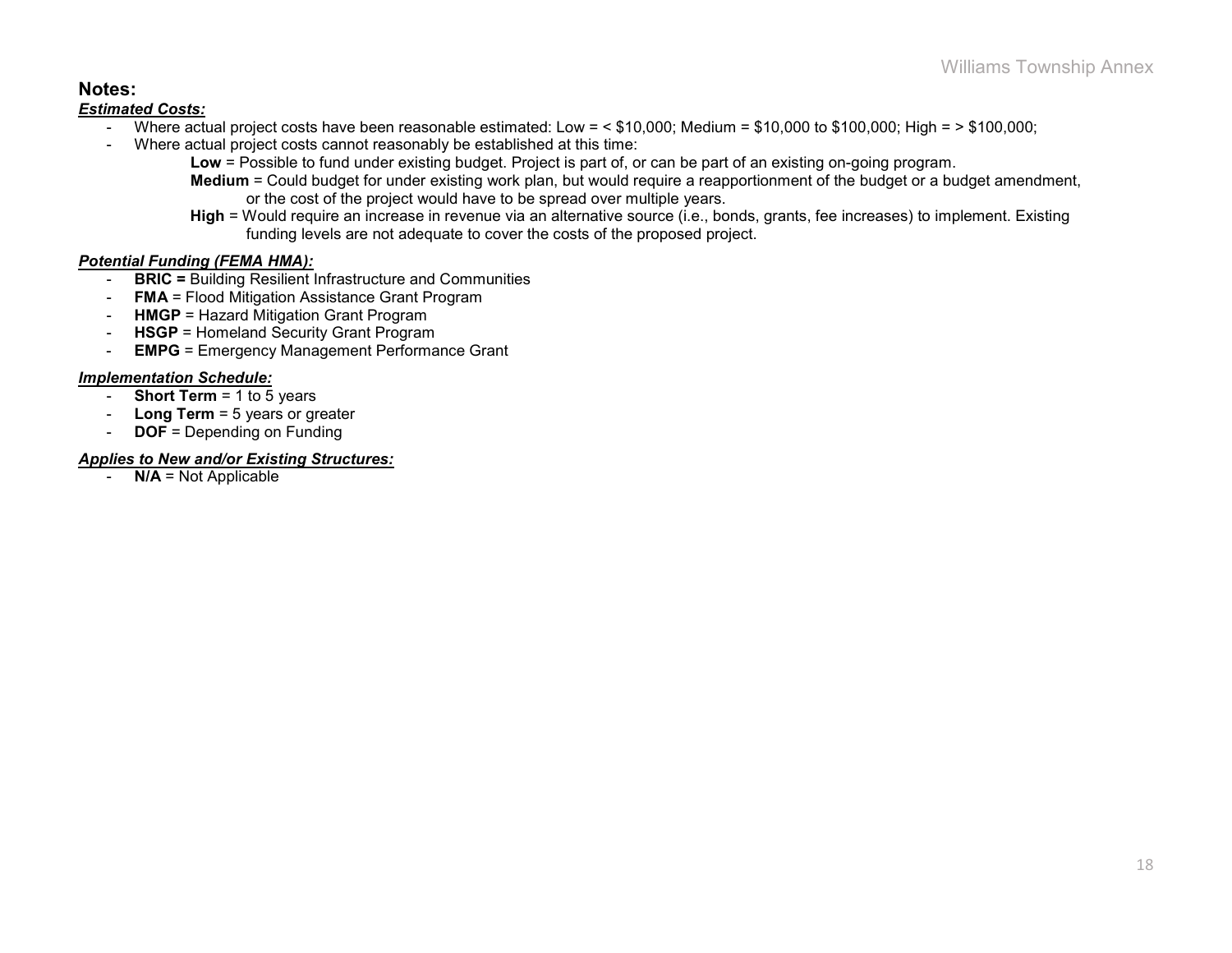## Notes:

***Estimated Costs:***

- Where actual project costs have been reasonable estimated: Low = < $10,000; Medium = $10,000 to $100,000; High = > $100,000;
- Where actual project costs cannot reasonably be established at this time:
  - **Low** = Possible to fund under existing budget. Project is part of, or can be part of an existing on-going program.
  - **Medium** = Could budget for under existing work plan, but would require a reapportionment of the budget or a budget amendment, or the cost of the project would have to be spread over multiple years.
  - **High** = Would require an increase in revenue via an alternative source (i.e., bonds, grants, fee increases) to implement. Existing funding levels are not adequate to cover the costs of the proposed project.

***Potential Funding (FEMA HMA):***

- **BRIC =** Building Resilient Infrastructure and Communities
- **FMA** = Flood Mitigation Assistance Grant Program
- **HMGP** = Hazard Mitigation Grant Program
- **HSGP** = Homeland Security Grant Program
- **EMPG** = Emergency Management Performance Grant

***Implementation Schedule:***

- **Short Term** = 1 to 5 years
- **Long Term** = 5 years or greater
- **DOF** = Depending on Funding

***Applies to New and/or Existing Structures:***

- **N/A** = Not Applicable